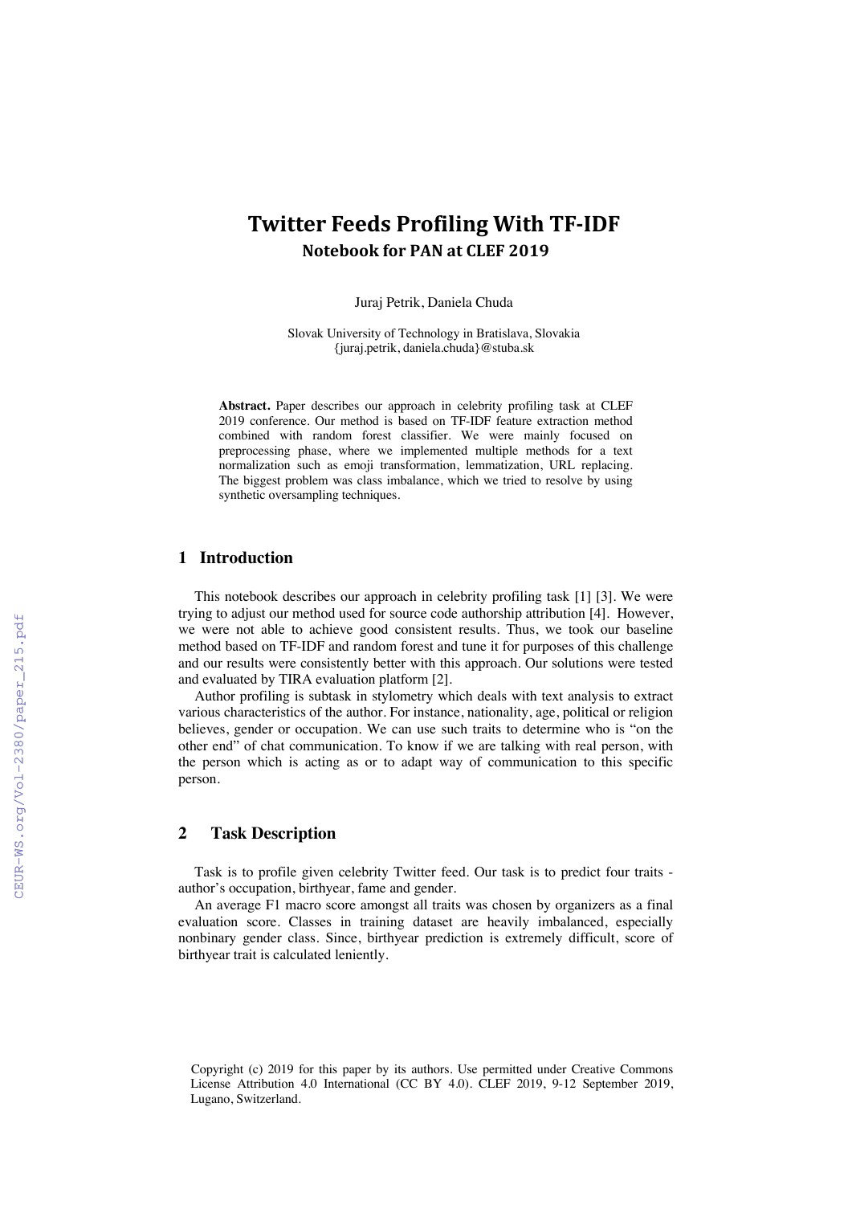# Twitter Feeds Profiling With TF-IDF

## Notebook for PAN at CLEF 2019

Juraj Petrik, Daniela Chuda

Slovak University of Technology in Bratislava, Slovakia
{juraj.petrik, daniela.chuda}@stuba.sk

**Abstract.** Paper describes our approach in celebrity profiling task at CLEF 2019 conference. Our method is based on TF-IDF feature extraction method combined with random forest classifier. We were mainly focused on preprocessing phase, where we implemented multiple methods for a text normalization such as emoji transformation, lemmatization, URL replacing. The biggest problem was class imbalance, which we tried to resolve by using synthetic oversampling techniques.

## 1 Introduction

This notebook describes our approach in celebrity profiling task [1] [3]. We were trying to adjust our method used for source code authorship attribution [4]. However, we were not able to achieve good consistent results. Thus, we took our baseline method based on TF-IDF and random forest and tune it for purposes of this challenge and our results were consistently better with this approach. Our solutions were tested and evaluated by TIRA evaluation platform [2].

Author profiling is subtask in stylometry which deals with text analysis to extract various characteristics of the author. For instance, nationality, age, political or religion believes, gender or occupation. We can use such traits to determine who is "on the other end" of chat communication. To know if we are talking with real person, with the person which is acting as or to adapt way of communication to this specific person.

## 2 Task Description

Task is to profile given celebrity Twitter feed. Our task is to predict four traits - author's occupation, birthyear, fame and gender.

An average F1 macro score amongst all traits was chosen by organizers as a final evaluation score. Classes in training dataset are heavily imbalanced, especially nonbinary gender class. Since, birthyear prediction is extremely difficult, score of birthyear trait is calculated leniently.

Copyright (c) 2019 for this paper by its authors. Use permitted under Creative Commons License Attribution 4.0 International (CC BY 4.0). CLEF 2019, 9-12 September 2019, Lugano, Switzerland.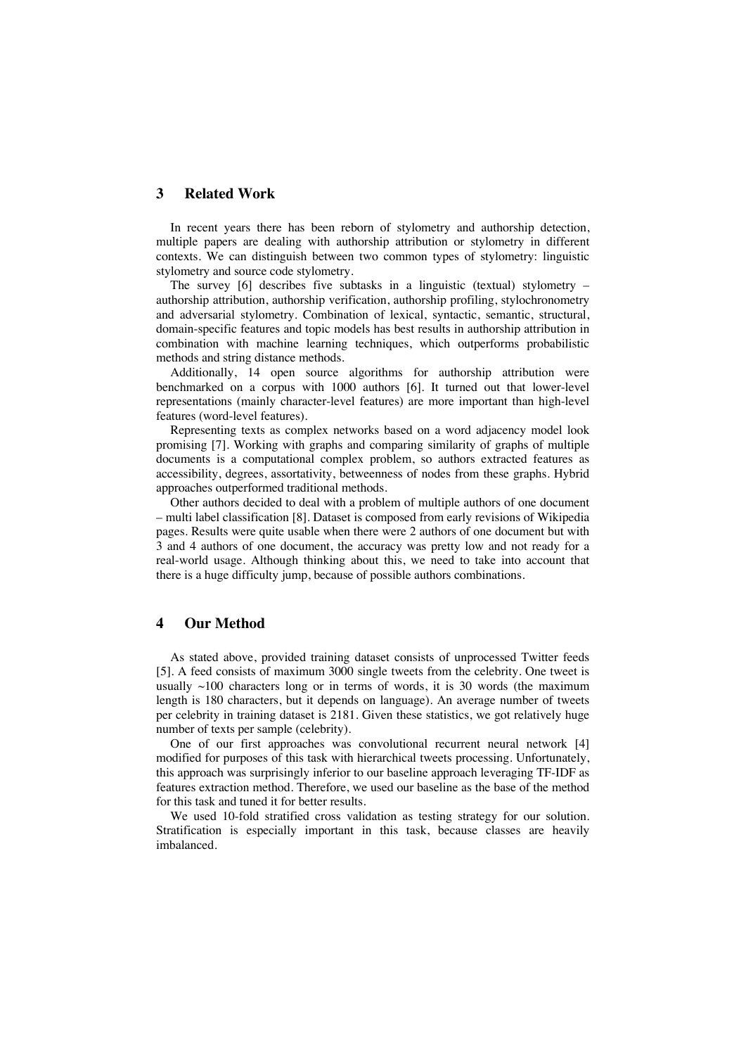## 3 Related Work

In recent years there has been reborn of stylometry and authorship detection, multiple papers are dealing with authorship attribution or stylometry in different contexts. We can distinguish between two common types of stylometry: linguistic stylometry and source code stylometry.

The survey [6] describes five subtasks in a linguistic (textual) stylometry – authorship attribution, authorship verification, authorship profiling, stylochronometry and adversarial stylometry. Combination of lexical, syntactic, semantic, structural, domain-specific features and topic models has best results in authorship attribution in combination with machine learning techniques, which outperforms probabilistic methods and string distance methods.

Additionally, 14 open source algorithms for authorship attribution were benchmarked on a corpus with 1000 authors [6]. It turned out that lower-level representations (mainly character-level features) are more important than high-level features (word-level features).

Representing texts as complex networks based on a word adjacency model look promising [7]. Working with graphs and comparing similarity of graphs of multiple documents is a computational complex problem, so authors extracted features as accessibility, degrees, assortativity, betweenness of nodes from these graphs. Hybrid approaches outperformed traditional methods.

Other authors decided to deal with a problem of multiple authors of one document – multi label classification [8]. Dataset is composed from early revisions of Wikipedia pages. Results were quite usable when there were 2 authors of one document but with 3 and 4 authors of one document, the accuracy was pretty low and not ready for a real-world usage. Although thinking about this, we need to take into account that there is a huge difficulty jump, because of possible authors combinations.

## 4 Our Method

As stated above, provided training dataset consists of unprocessed Twitter feeds [5]. A feed consists of maximum 3000 single tweets from the celebrity. One tweet is usually ~100 characters long or in terms of words, it is 30 words (the maximum length is 180 characters, but it depends on language). An average number of tweets per celebrity in training dataset is 2181. Given these statistics, we got relatively huge number of texts per sample (celebrity).

One of our first approaches was convolutional recurrent neural network [4] modified for purposes of this task with hierarchical tweets processing. Unfortunately, this approach was surprisingly inferior to our baseline approach leveraging TF-IDF as features extraction method. Therefore, we used our baseline as the base of the method for this task and tuned it for better results.

We used 10-fold stratified cross validation as testing strategy for our solution. Stratification is especially important in this task, because classes are heavily imbalanced.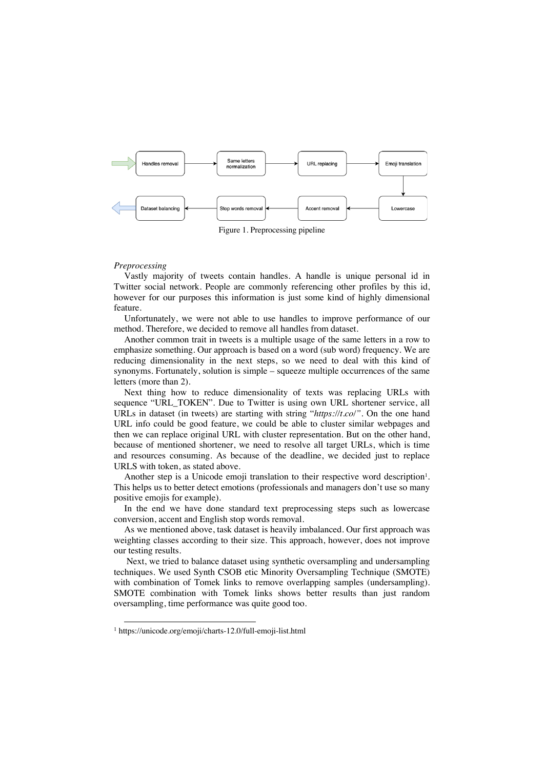Handles removal → Same letters normalization → URL replacing → Emoji translation → Lowercase → Accent removal → Stop words removal → Dataset balancing

Figure 1. Preprocessing pipeline

*Preprocessing*

Vastly majority of tweets contain handles. A handle is unique personal id in Twitter social network. People are commonly referencing other profiles by this id, however for our purposes this information is just some kind of highly dimensional feature.

Unfortunately, we were not able to use handles to improve performance of our method. Therefore, we decided to remove all handles from dataset.

Another common trait in tweets is a multiple usage of the same letters in a row to emphasize something. Our approach is based on a word (sub word) frequency. We are reducing dimensionality in the next steps, so we need to deal with this kind of synonyms. Fortunately, solution is simple – squeeze multiple occurrences of the same letters (more than 2).

Next thing how to reduce dimensionality of texts was replacing URLs with sequence "URL_TOKEN". Due to Twitter is using own URL shortener service, all URLs in dataset (in tweets) are starting with string "*https://t.co/*". On the one hand URL info could be good feature, we could be able to cluster similar webpages and then we can replace original URL with cluster representation. But on the other hand, because of mentioned shortener, we need to resolve all target URLs, which is time and resources consuming. As because of the deadline, we decided just to replace URLS with token, as stated above.

Another step is a Unicode emoji translation to their respective word description[1]. This helps us to better detect emotions (professionals and managers don't use so many positive emojis for example).

In the end we have done standard text preprocessing steps such as lowercase conversion, accent and English stop words removal.

As we mentioned above, task dataset is heavily imbalanced. Our first approach was weighting classes according to their size. This approach, however, does not improve our testing results.

Next, we tried to balance dataset using synthetic oversampling and undersampling techniques. We used Synth CSOB etic Minority Oversampling Technique (SMOTE) with combination of Tomek links to remove overlapping samples (undersampling). SMOTE combination with Tomek links shows better results than just random oversampling, time performance was quite good too.

[1] https://unicode.org/emoji/charts-12.0/full-emoji-list.html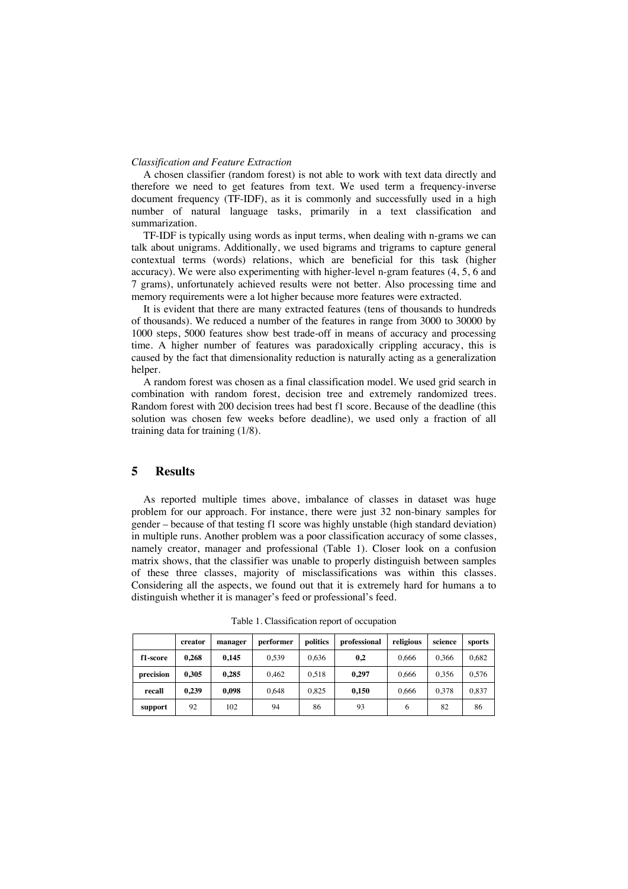*Classification and Feature Extraction*

A chosen classifier (random forest) is not able to work with text data directly and therefore we need to get features from text. We used term a frequency-inverse document frequency (TF-IDF), as it is commonly and successfully used in a high number of natural language tasks, primarily in a text classification and summarization.

TF-IDF is typically using words as input terms, when dealing with n-grams we can talk about unigrams. Additionally, we used bigrams and trigrams to capture general contextual terms (words) relations, which are beneficial for this task (higher accuracy). We were also experimenting with higher-level n-gram features (4, 5, 6 and 7 grams), unfortunately achieved results were not better. Also processing time and memory requirements were a lot higher because more features were extracted.

It is evident that there are many extracted features (tens of thousands to hundreds of thousands). We reduced a number of the features in range from 3000 to 30000 by 1000 steps, 5000 features show best trade-off in means of accuracy and processing time. A higher number of features was paradoxically crippling accuracy, this is caused by the fact that dimensionality reduction is naturally acting as a generalization helper.

A random forest was chosen as a final classification model. We used grid search in combination with random forest, decision tree and extremely randomized trees. Random forest with 200 decision trees had best f1 score. Because of the deadline (this solution was chosen few weeks before deadline), we used only a fraction of all training data for training (1/8).

## 5 Results

As reported multiple times above, imbalance of classes in dataset was huge problem for our approach. For instance, there were just 32 non-binary samples for gender – because of that testing f1 score was highly unstable (high standard deviation) in multiple runs. Another problem was a poor classification accuracy of some classes, namely creator, manager and professional (Table 1). Closer look on a confusion matrix shows, that the classifier was unable to properly distinguish between samples of these three classes, majority of misclassifications was within this classes. Considering all the aspects, we found out that it is extremely hard for humans a to distinguish whether it is manager's feed or professional's feed.

Table 1. Classification report of occupation

| | **creator** | **manager** | **performer** | **politics** | **professional** | **religious** | **science** | **sports** |
|---|---|---|---|---|---|---|---|---|
| **f1-score** | **0,268** | **0,145** | 0,539 | 0,636 | **0,2** | 0,666 | 0,366 | 0,682 |
| **precision** | **0,305** | **0,285** | 0,462 | 0,518 | **0,297** | 0,666 | 0,356 | 0,576 |
| **recall** | **0,239** | **0,098** | 0,648 | 0,825 | **0,150** | 0,666 | 0,378 | 0,837 |
| **support** | 92 | 102 | 94 | 86 | 93 | 6 | 82 | 86 |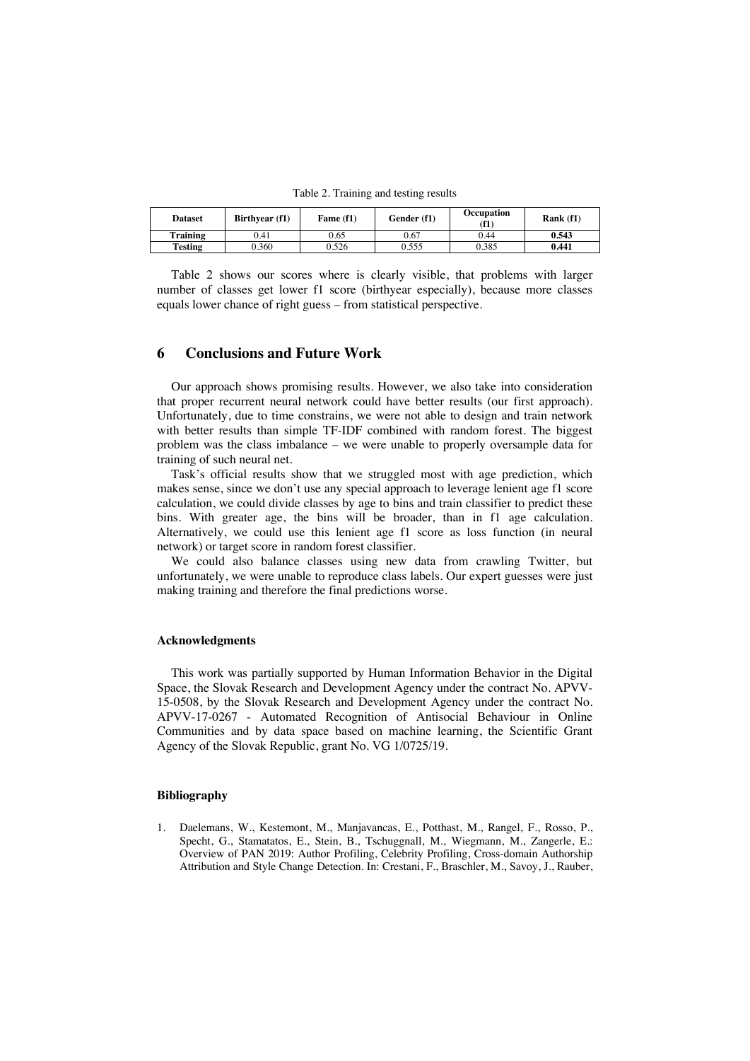Table 2. Training and testing results

| Dataset | Birthyear (f1) | Fame (f1) | Gender (f1) | Occupation (f1) | Rank (f1) |
|---|---|---|---|---|---|
| **Training** | 0.41 | 0.65 | 0.67 | 0.44 | **0.543** |
| **Testing** | 0.360 | 0.526 | 0.555 | 0.385 | **0.441** |

Table 2 shows our scores where is clearly visible, that problems with larger number of classes get lower f1 score (birthyear especially), because more classes equals lower chance of right guess – from statistical perspective.

## 6 Conclusions and Future Work

Our approach shows promising results. However, we also take into consideration that proper recurrent neural network could have better results (our first approach). Unfortunately, due to time constrains, we were not able to design and train network with better results than simple TF-IDF combined with random forest. The biggest problem was the class imbalance – we were unable to properly oversample data for training of such neural net.

Task's official results show that we struggled most with age prediction, which makes sense, since we don't use any special approach to leverage lenient age f1 score calculation, we could divide classes by age to bins and train classifier to predict these bins. With greater age, the bins will be broader, than in f1 age calculation. Alternatively, we could use this lenient age f1 score as loss function (in neural network) or target score in random forest classifier.

We could also balance classes using new data from crawling Twitter, but unfortunately, we were unable to reproduce class labels. Our expert guesses were just making training and therefore the final predictions worse.

#### Acknowledgments

This work was partially supported by Human Information Behavior in the Digital Space, the Slovak Research and Development Agency under the contract No. APVV-15-0508, by the Slovak Research and Development Agency under the contract No. APVV-17-0267 - Automated Recognition of Antisocial Behaviour in Online Communities and by data space based on machine learning, the Scientific Grant Agency of the Slovak Republic, grant No. VG 1/0725/19.

#### Bibliography

1. Daelemans, W., Kestemont, M., Manjavancas, E., Potthast, M., Rangel, F., Rosso, P., Specht, G., Stamatatos, E., Stein, B., Tschuggnall, M., Wiegmann, M., Zangerle, E.: Overview of PAN 2019: Author Profiling, Celebrity Profiling, Cross-domain Authorship Attribution and Style Change Detection. In: Crestani, F., Braschler, M., Savoy, J., Rauber,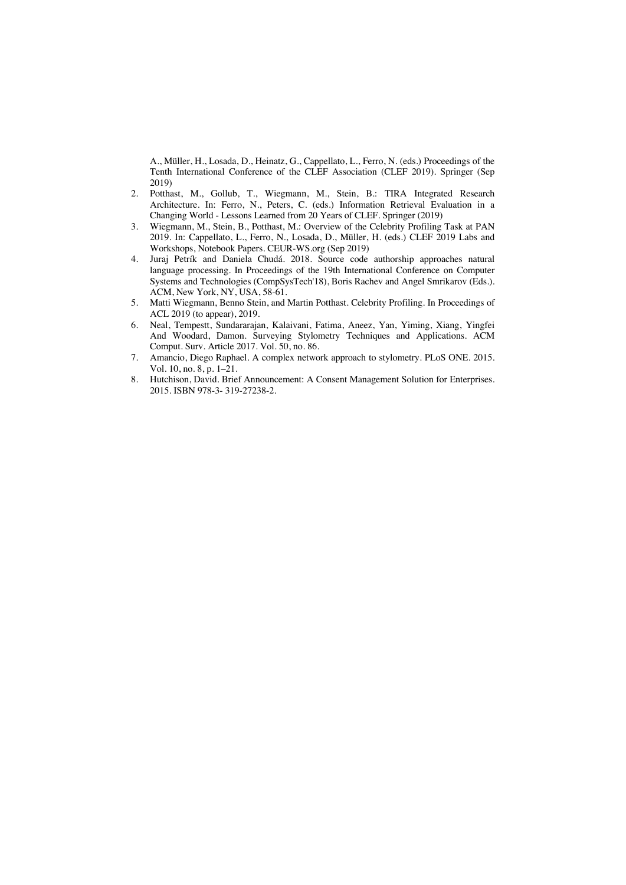A., Müller, H., Losada, D., Heinatz, G., Cappellato, L., Ferro, N. (eds.) Proceedings of the Tenth International Conference of the CLEF Association (CLEF 2019). Springer (Sep 2019)

2. Potthast, M., Gollub, T., Wiegmann, M., Stein, B.: TIRA Integrated Research Architecture. In: Ferro, N., Peters, C. (eds.) Information Retrieval Evaluation in a Changing World - Lessons Learned from 20 Years of CLEF. Springer (2019)
3. Wiegmann, M., Stein, B., Potthast, M.: Overview of the Celebrity Profiling Task at PAN 2019. In: Cappellato, L., Ferro, N., Losada, D., Müller, H. (eds.) CLEF 2019 Labs and Workshops, Notebook Papers. CEUR-WS.org (Sep 2019)
4. Juraj Petrík and Daniela Chudá. 2018. Source code authorship approaches natural language processing. In Proceedings of the 19th International Conference on Computer Systems and Technologies (CompSysTech'18), Boris Rachev and Angel Smrikarov (Eds.). ACM, New York, NY, USA, 58-61.
5. Matti Wiegmann, Benno Stein, and Martin Potthast. Celebrity Profiling. In Proceedings of ACL 2019 (to appear), 2019.
6. Neal, Tempestt, Sundararajan, Kalaivani, Fatima, Aneez, Yan, Yiming, Xiang, Yingfei And Woodard, Damon. Surveying Stylometry Techniques and Applications. ACM Comput. Surv. Article 2017. Vol. 50, no. 86.
7. Amancio, Diego Raphael. A complex network approach to stylometry. PLoS ONE. 2015. Vol. 10, no. 8, p. 1–21.
8. Hutchison, David. Brief Announcement: A Consent Management Solution for Enterprises. 2015. ISBN 978-3- 319-27238-2.